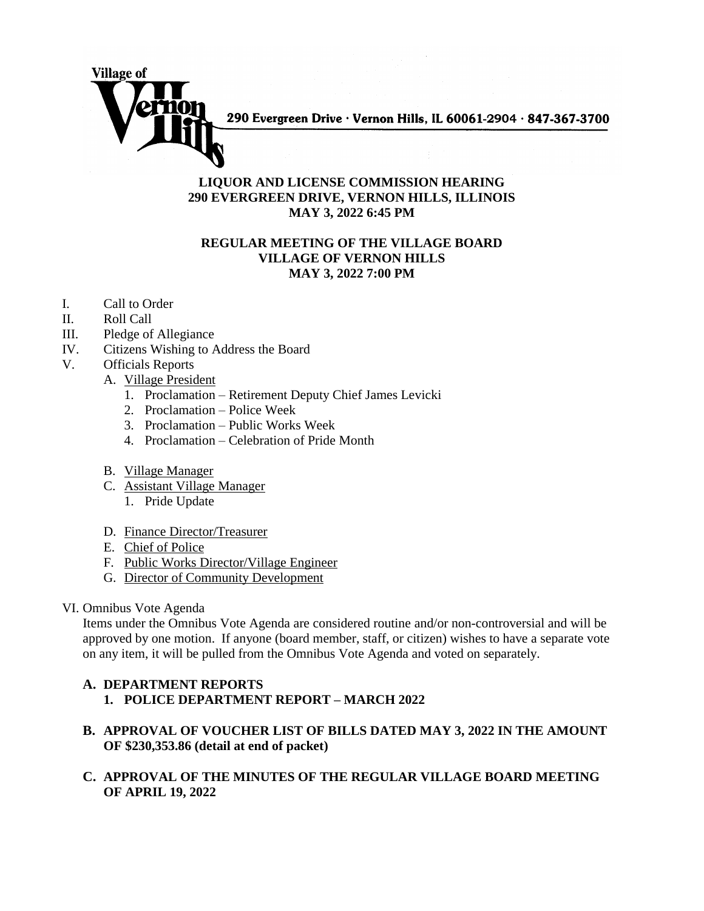Village of Vernon Hills

290 Evergreen Drive · Vernon Hills, IL 60061-2904 · 847-367-3700

**LIQUOR AND LICENSE COMMISSION HEARING**
**290 EVERGREEN DRIVE, VERNON HILLS, ILLINOIS**
**MAY 3, 2022 6:45 PM**

**REGULAR MEETING OF THE VILLAGE BOARD**
**VILLAGE OF VERNON HILLS**
**MAY 3, 2022 7:00 PM**

I. Call to Order
II. Roll Call
III. Pledge of Allegiance
IV. Citizens Wishing to Address the Board
V. Officials Reports
   A. Village President
      1. Proclamation – Retirement Deputy Chief James Levicki
      2. Proclamation – Police Week
      3. Proclamation – Public Works Week
      4. Proclamation – Celebration of Pride Month
   B. Village Manager
   C. Assistant Village Manager
      1. Pride Update
   D. Finance Director/Treasurer
   E. Chief of Police
   F. Public Works Director/Village Engineer
   G. Director of Community Development

VI. Omnibus Vote Agenda

Items under the Omnibus Vote Agenda are considered routine and/or non-controversial and will be approved by one motion. If anyone (board member, staff, or citizen) wishes to have a separate vote on any item, it will be pulled from the Omnibus Vote Agenda and voted on separately.

**A. DEPARTMENT REPORTS**
   **1. POLICE DEPARTMENT REPORT – MARCH 2022**

**B. APPROVAL OF VOUCHER LIST OF BILLS DATED MAY 3, 2022 IN THE AMOUNT OF $230,353.86 (detail at end of packet)**

**C. APPROVAL OF THE MINUTES OF THE REGULAR VILLAGE BOARD MEETING OF APRIL 19, 2022**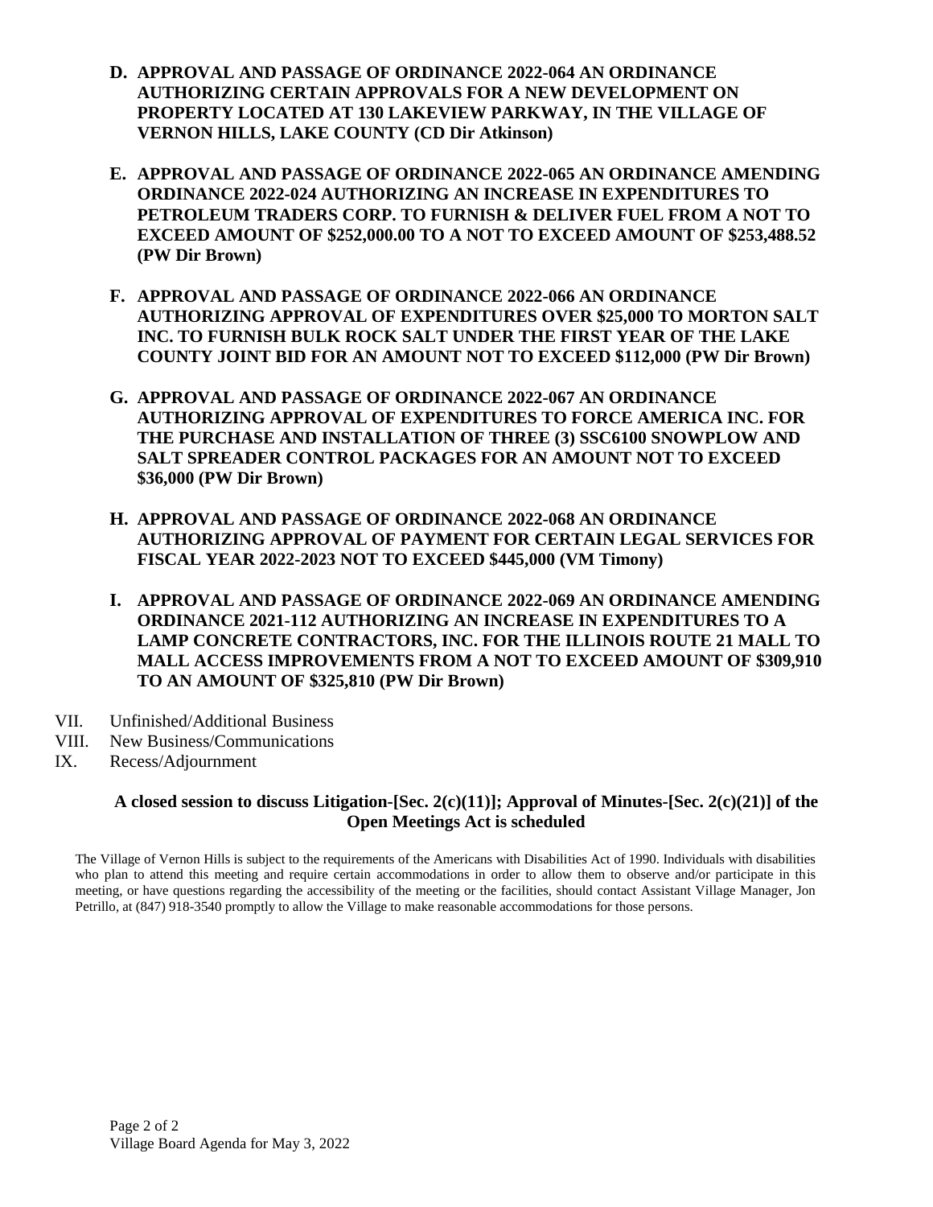- **D. APPROVAL AND PASSAGE OF ORDINANCE 2022-064 AN ORDINANCE AUTHORIZING CERTAIN APPROVALS FOR A NEW DEVELOPMENT ON PROPERTY LOCATED AT 130 LAKEVIEW PARKWAY, IN THE VILLAGE OF VERNON HILLS, LAKE COUNTY (CD Dir Atkinson)**

- **E. APPROVAL AND PASSAGE OF ORDINANCE 2022-065 AN ORDINANCE AMENDING ORDINANCE 2022-024 AUTHORIZING AN INCREASE IN EXPENDITURES TO PETROLEUM TRADERS CORP. TO FURNISH & DELIVER FUEL FROM A NOT TO EXCEED AMOUNT OF $252,000.00 TO A NOT TO EXCEED AMOUNT OF $253,488.52 (PW Dir Brown)**

- **F. APPROVAL AND PASSAGE OF ORDINANCE 2022-066 AN ORDINANCE AUTHORIZING APPROVAL OF EXPENDITURES OVER $25,000 TO MORTON SALT INC. TO FURNISH BULK ROCK SALT UNDER THE FIRST YEAR OF THE LAKE COUNTY JOINT BID FOR AN AMOUNT NOT TO EXCEED $112,000 (PW Dir Brown)**

- **G. APPROVAL AND PASSAGE OF ORDINANCE 2022-067 AN ORDINANCE AUTHORIZING APPROVAL OF EXPENDITURES TO FORCE AMERICA INC. FOR THE PURCHASE AND INSTALLATION OF THREE (3) SSC6100 SNOWPLOW AND SALT SPREADER CONTROL PACKAGES FOR AN AMOUNT NOT TO EXCEED $36,000 (PW Dir Brown)**

- **H. APPROVAL AND PASSAGE OF ORDINANCE 2022-068 AN ORDINANCE AUTHORIZING APPROVAL OF PAYMENT FOR CERTAIN LEGAL SERVICES FOR FISCAL YEAR 2022-2023 NOT TO EXCEED $445,000 (VM Timony)**

- **I. APPROVAL AND PASSAGE OF ORDINANCE 2022-069 AN ORDINANCE AMENDING ORDINANCE 2021-112 AUTHORIZING AN INCREASE IN EXPENDITURES TO A LAMP CONCRETE CONTRACTORS, INC. FOR THE ILLINOIS ROUTE 21 MALL TO MALL ACCESS IMPROVEMENTS FROM A NOT TO EXCEED AMOUNT OF $309,910 TO AN AMOUNT OF $325,810 (PW Dir Brown)**

VII. Unfinished/Additional Business

VIII. New Business/Communications

IX. Recess/Adjournment

**A closed session to discuss Litigation-[Sec. 2(c)(11)]; Approval of Minutes-[Sec. 2(c)(21)] of the Open Meetings Act is scheduled**

The Village of Vernon Hills is subject to the requirements of the Americans with Disabilities Act of 1990. Individuals with disabilities who plan to attend this meeting and require certain accommodations in order to allow them to observe and/or participate in this meeting, or have questions regarding the accessibility of the meeting or the facilities, should contact Assistant Village Manager, Jon Petrillo, at (847) 918-3540 promptly to allow the Village to make reasonable accommodations for those persons.

Village Board Agenda for May 3, 2022